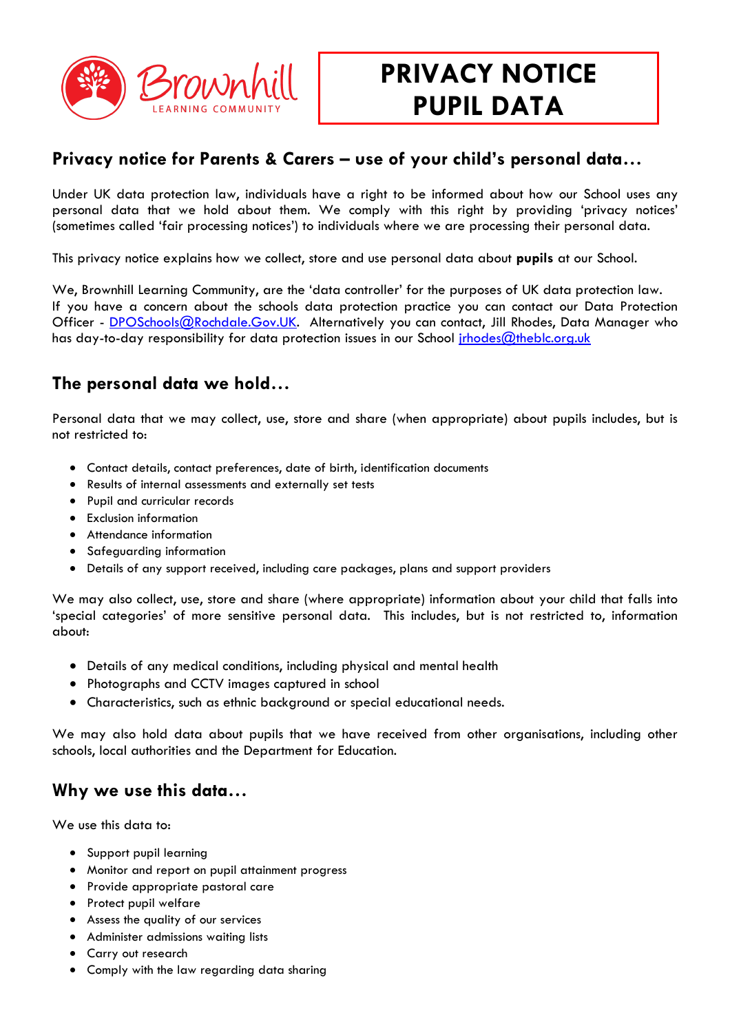# PRIVACY NOTICE PUPIL DATA

## Privacy notice for Parents & Carers – use of your child's personal data…

Under UK data protection law, individuals have a right to be informed about how our School uses any personal data that we hold about them. We comply with this right by providing 'privacy notices' (sometimes called 'fair processing notices') to individuals where we are processing their personal data.

This privacy notice explains how we collect, store and use personal data about **pupils** at our School.

We, Brownhill Learning Community, are the 'data controller' for the purposes of UK data protection law. If you have a concern about the schools data protection practice you can contact our Data Protection Officer - DPOSchools@Rochdale.Gov.UK. Alternatively you can contact, Jill Rhodes, Data Manager who has day-to-day responsibility for data protection issues in our School jrhodes@theblc.org.uk

## The personal data we hold…

Personal data that we may collect, use, store and share (when appropriate) about pupils includes, but is not restricted to:

- Contact details, contact preferences, date of birth, identification documents
- Results of internal assessments and externally set tests
- Pupil and curricular records
- Exclusion information
- Attendance information
- Safeguarding information
- Details of any support received, including care packages, plans and support providers

We may also collect, use, store and share (where appropriate) information about your child that falls into 'special categories' of more sensitive personal data. This includes, but is not restricted to, information about:

- Details of any medical conditions, including physical and mental health
- Photographs and CCTV images captured in school
- Characteristics, such as ethnic background or special educational needs.

We may also hold data about pupils that we have received from other organisations, including other schools, local authorities and the Department for Education.

## Why we use this data…

We use this data to:

- Support pupil learning
- Monitor and report on pupil attainment progress
- Provide appropriate pastoral care
- Protect pupil welfare
- Assess the quality of our services
- Administer admissions waiting lists
- Carry out research
- Comply with the law regarding data sharing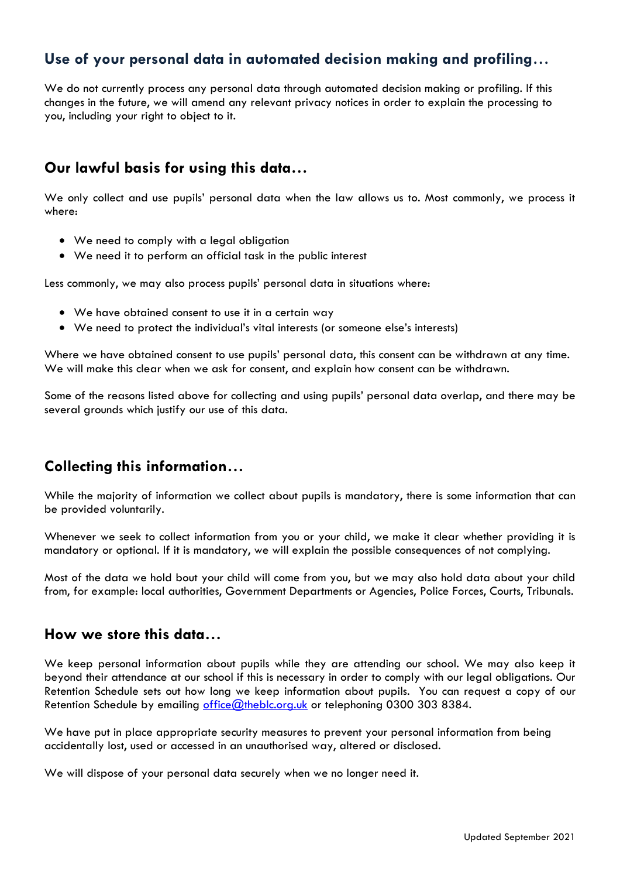## Use of your personal data in automated decision making and profiling…

We do not currently process any personal data through automated decision making or profiling. If this changes in the future, we will amend any relevant privacy notices in order to explain the processing to you, including your right to object to it.

## Our lawful basis for using this data…

We only collect and use pupils' personal data when the law allows us to. Most commonly, we process it where:

- We need to comply with a legal obligation
- We need it to perform an official task in the public interest

Less commonly, we may also process pupils' personal data in situations where:

- We have obtained consent to use it in a certain way
- We need to protect the individual's vital interests (or someone else's interests)

Where we have obtained consent to use pupils' personal data, this consent can be withdrawn at any time. We will make this clear when we ask for consent, and explain how consent can be withdrawn.

Some of the reasons listed above for collecting and using pupils' personal data overlap, and there may be several grounds which justify our use of this data.

## Collecting this information…

While the majority of information we collect about pupils is mandatory, there is some information that can be provided voluntarily.

Whenever we seek to collect information from you or your child, we make it clear whether providing it is mandatory or optional. If it is mandatory, we will explain the possible consequences of not complying.

Most of the data we hold bout your child will come from you, but we may also hold data about your child from, for example: local authorities, Government Departments or Agencies, Police Forces, Courts, Tribunals.

## How we store this data…

We keep personal information about pupils while they are attending our school. We may also keep it beyond their attendance at our school if this is necessary in order to comply with our legal obligations. Our Retention Schedule sets out how long we keep information about pupils. You can request a copy of our Retention Schedule by emailing office@theblc.org.uk or telephoning 0300 303 8384.

We have put in place appropriate security measures to prevent your personal information from being accidentally lost, used or accessed in an unauthorised way, altered or disclosed.

We will dispose of your personal data securely when we no longer need it.

Updated September 2021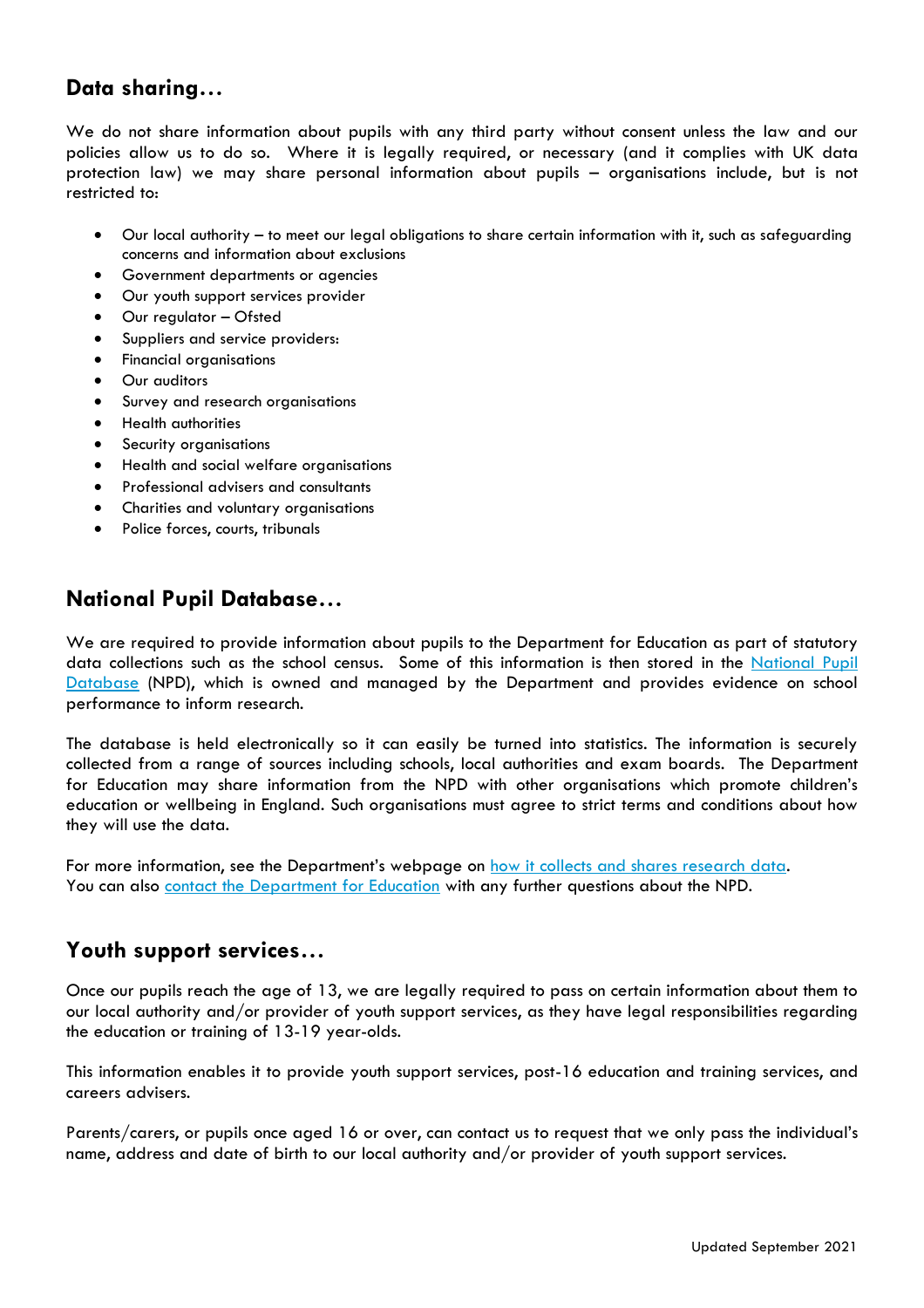## Data sharing…

We do not share information about pupils with any third party without consent unless the law and our policies allow us to do so. Where it is legally required, or necessary (and it complies with UK data protection law) we may share personal information about pupils – organisations include, but is not restricted to:

- Our local authority – to meet our legal obligations to share certain information with it, such as safeguarding concerns and information about exclusions
- Government departments or agencies
- Our youth support services provider
- Our regulator – Ofsted
- Suppliers and service providers:
- Financial organisations
- Our auditors
- Survey and research organisations
- Health authorities
- Security organisations
- Health and social welfare organisations
- Professional advisers and consultants
- Charities and voluntary organisations
- Police forces, courts, tribunals

## National Pupil Database…

We are required to provide information about pupils to the Department for Education as part of statutory data collections such as the school census. Some of this information is then stored in the National Pupil Database (NPD), which is owned and managed by the Department and provides evidence on school performance to inform research.

The database is held electronically so it can easily be turned into statistics. The information is securely collected from a range of sources including schools, local authorities and exam boards. The Department for Education may share information from the NPD with other organisations which promote children's education or wellbeing in England. Such organisations must agree to strict terms and conditions about how they will use the data.

For more information, see the Department's webpage on how it collects and shares research data.
You can also contact the Department for Education with any further questions about the NPD.

## Youth support services…

Once our pupils reach the age of 13, we are legally required to pass on certain information about them to our local authority and/or provider of youth support services, as they have legal responsibilities regarding the education or training of 13-19 year-olds.

This information enables it to provide youth support services, post-16 education and training services, and careers advisers.

Parents/carers, or pupils once aged 16 or over, can contact us to request that we only pass the individual's name, address and date of birth to our local authority and/or provider of youth support services.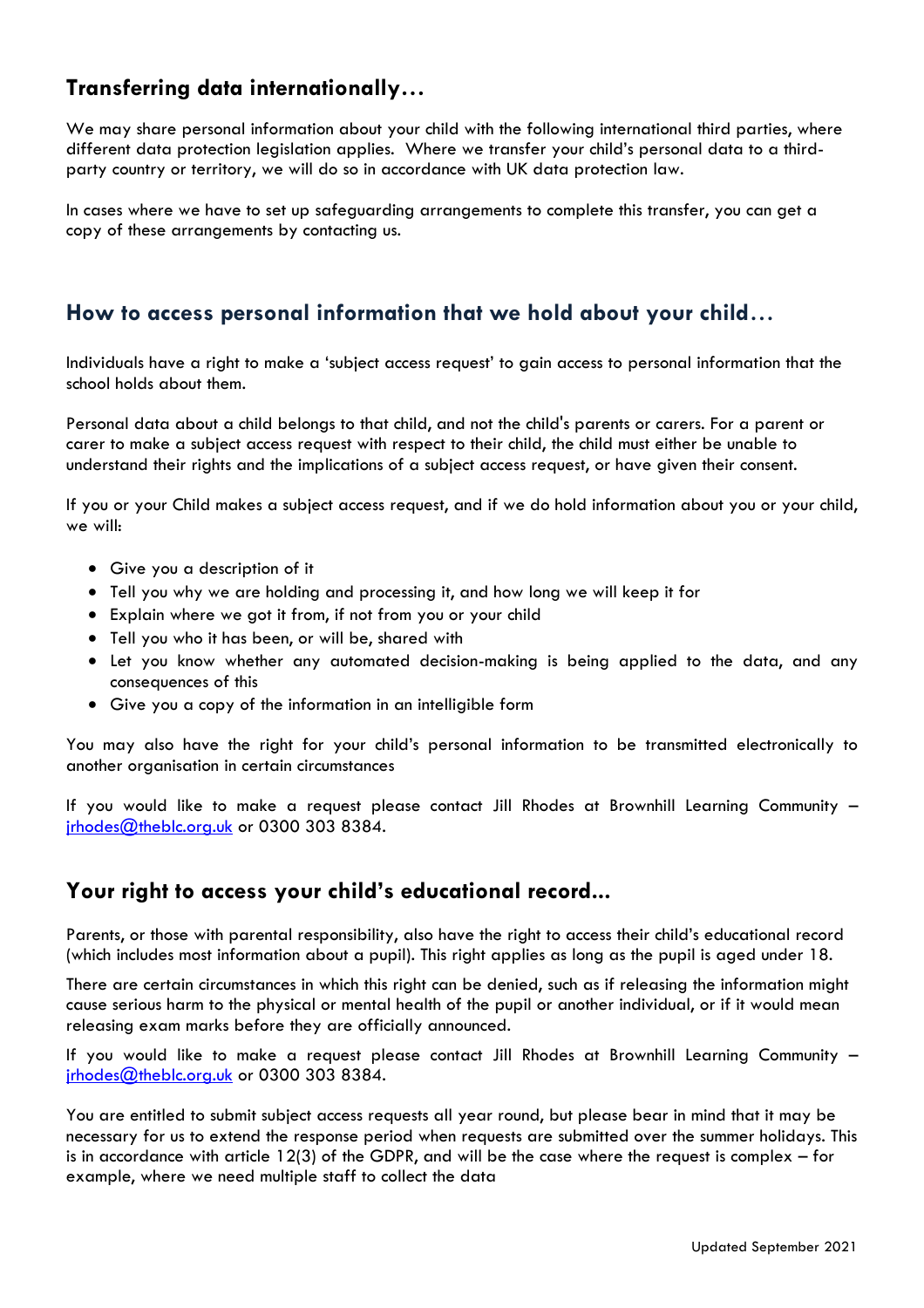## Transferring data internationally…

We may share personal information about your child with the following international third parties, where different data protection legislation applies. Where we transfer your child's personal data to a third-party country or territory, we will do so in accordance with UK data protection law.

In cases where we have to set up safeguarding arrangements to complete this transfer, you can get a copy of these arrangements by contacting us.

## How to access personal information that we hold about your child…

Individuals have a right to make a 'subject access request' to gain access to personal information that the school holds about them.

Personal data about a child belongs to that child, and not the child's parents or carers. For a parent or carer to make a subject access request with respect to their child, the child must either be unable to understand their rights and the implications of a subject access request, or have given their consent.

If you or your Child makes a subject access request, and if we do hold information about you or your child, we will:

- Give you a description of it
- Tell you why we are holding and processing it, and how long we will keep it for
- Explain where we got it from, if not from you or your child
- Tell you who it has been, or will be, shared with
- Let you know whether any automated decision-making is being applied to the data, and any consequences of this
- Give you a copy of the information in an intelligible form

You may also have the right for your child's personal information to be transmitted electronically to another organisation in certain circumstances

If you would like to make a request please contact Jill Rhodes at Brownhill Learning Community – jrhodes@theblc.org.uk or 0300 303 8384.

## Your right to access your child's educational record...

Parents, or those with parental responsibility, also have the right to access their child's educational record (which includes most information about a pupil). This right applies as long as the pupil is aged under 18.

There are certain circumstances in which this right can be denied, such as if releasing the information might cause serious harm to the physical or mental health of the pupil or another individual, or if it would mean releasing exam marks before they are officially announced.

If you would like to make a request please contact Jill Rhodes at Brownhill Learning Community – jrhodes@theblc.org.uk or 0300 303 8384.

You are entitled to submit subject access requests all year round, but please bear in mind that it may be necessary for us to extend the response period when requests are submitted over the summer holidays. This is in accordance with article 12(3) of the GDPR, and will be the case where the request is complex – for example, where we need multiple staff to collect the data

Updated September 2021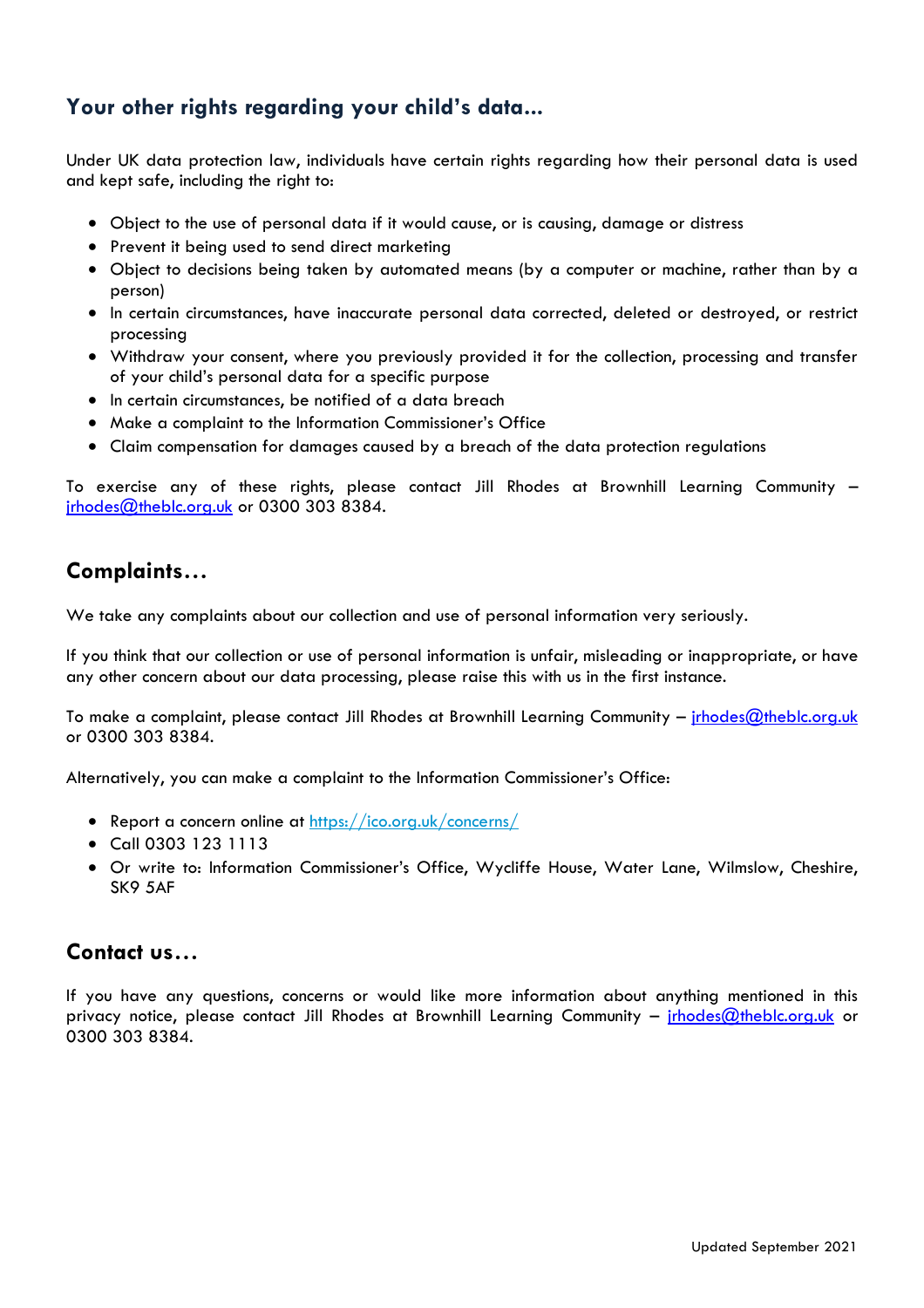## Your other rights regarding your child's data…

Under UK data protection law, individuals have certain rights regarding how their personal data is used and kept safe, including the right to:

- Object to the use of personal data if it would cause, or is causing, damage or distress
- Prevent it being used to send direct marketing
- Object to decisions being taken by automated means (by a computer or machine, rather than by a person)
- In certain circumstances, have inaccurate personal data corrected, deleted or destroyed, or restrict processing
- Withdraw your consent, where you previously provided it for the collection, processing and transfer of your child's personal data for a specific purpose
- In certain circumstances, be notified of a data breach
- Make a complaint to the Information Commissioner's Office
- Claim compensation for damages caused by a breach of the data protection regulations

To exercise any of these rights, please contact Jill Rhodes at Brownhill Learning Community – jrhodes@theblc.org.uk or 0300 303 8384.

## Complaints…

We take any complaints about our collection and use of personal information very seriously.

If you think that our collection or use of personal information is unfair, misleading or inappropriate, or have any other concern about our data processing, please raise this with us in the first instance.

To make a complaint, please contact Jill Rhodes at Brownhill Learning Community – jrhodes@theblc.org.uk or 0300 303 8384.

Alternatively, you can make a complaint to the Information Commissioner's Office:

- Report a concern online at https://ico.org.uk/concerns/
- Call 0303 123 1113
- Or write to: Information Commissioner's Office, Wycliffe House, Water Lane, Wilmslow, Cheshire, SK9 5AF

## Contact us…

If you have any questions, concerns or would like more information about anything mentioned in this privacy notice, please contact Jill Rhodes at Brownhill Learning Community – jrhodes@theblc.org.uk or 0300 303 8384.

Updated September 2021